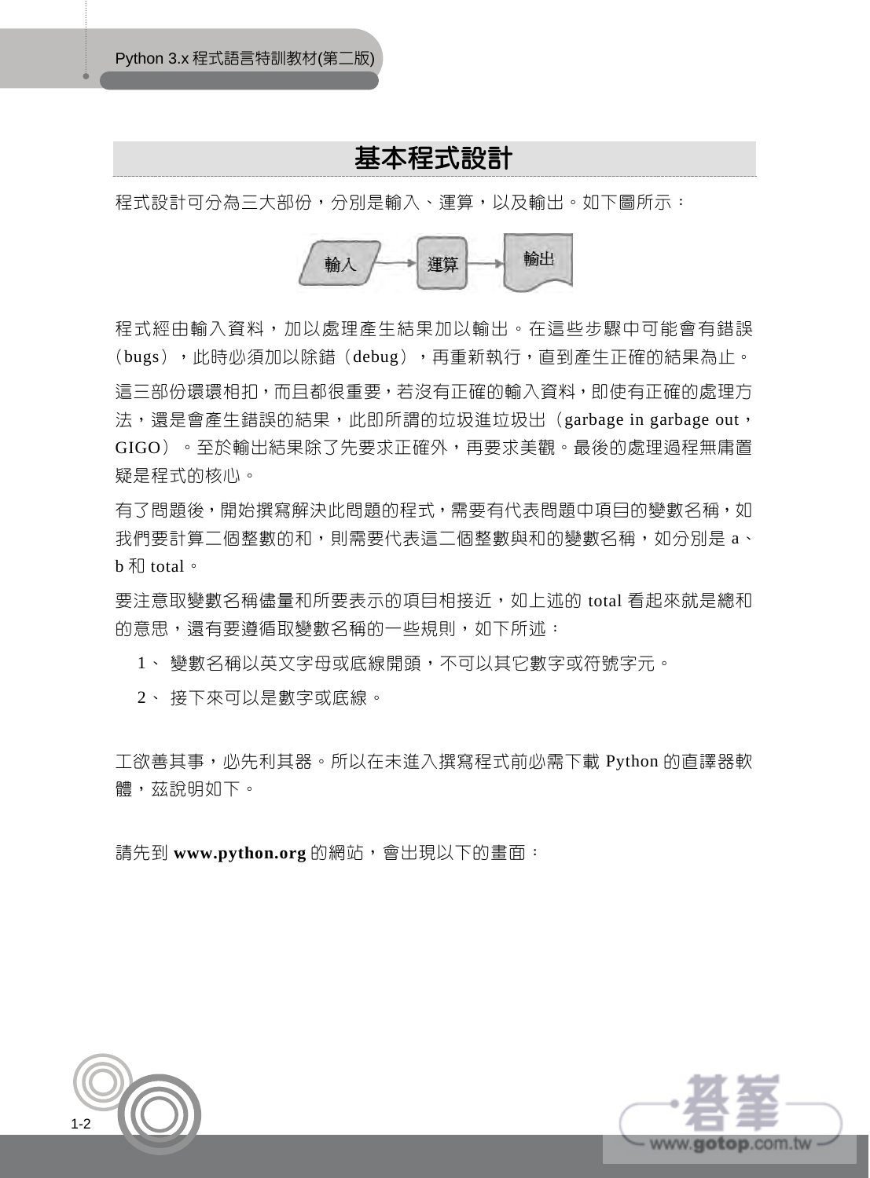## 基本程式設計

程式設計可分為三大部份，分別是輸入、運算，以及輸出。如下圖所示：

輸入 → 運算 → 輸出

程式經由輸入資料，加以處理產生結果加以輸出。在這些步驟中可能會有錯誤（bugs），此時必須加以除錯（debug），再重新執行，直到產生正確的結果為止。

這三部份環環相扣，而且都很重要，若沒有正確的輸入資料，即使有正確的處理方法，還是會產生錯誤的結果，此即所謂的垃圾進垃圾出（garbage in garbage out，GIGO）。至於輸出結果除了先要求正確外，再要求美觀。最後的處理過程無庸置疑是程式的核心。

有了問題後，開始撰寫解決此問題的程式，需要有代表問題中項目的變數名稱，如我們要計算二個整數的和，則需要代表這二個整數與和的變數名稱，如分別是 a、b 和 total。

要注意取變數名稱儘量和所要表示的項目相接近，如上述的 total 看起來就是總和的意思，還有要遵循取變數名稱的一些規則，如下所述：

1、 變數名稱以英文字母或底線開頭，不可以其它數字或符號字元。

2、 接下來可以是數字或底線。

工欲善其事，必先利其器。所以在未進入撰寫程式前必需下載 Python 的直譯器軟體，茲說明如下。

請先到 **www.python.org** 的網站，會出現以下的畫面：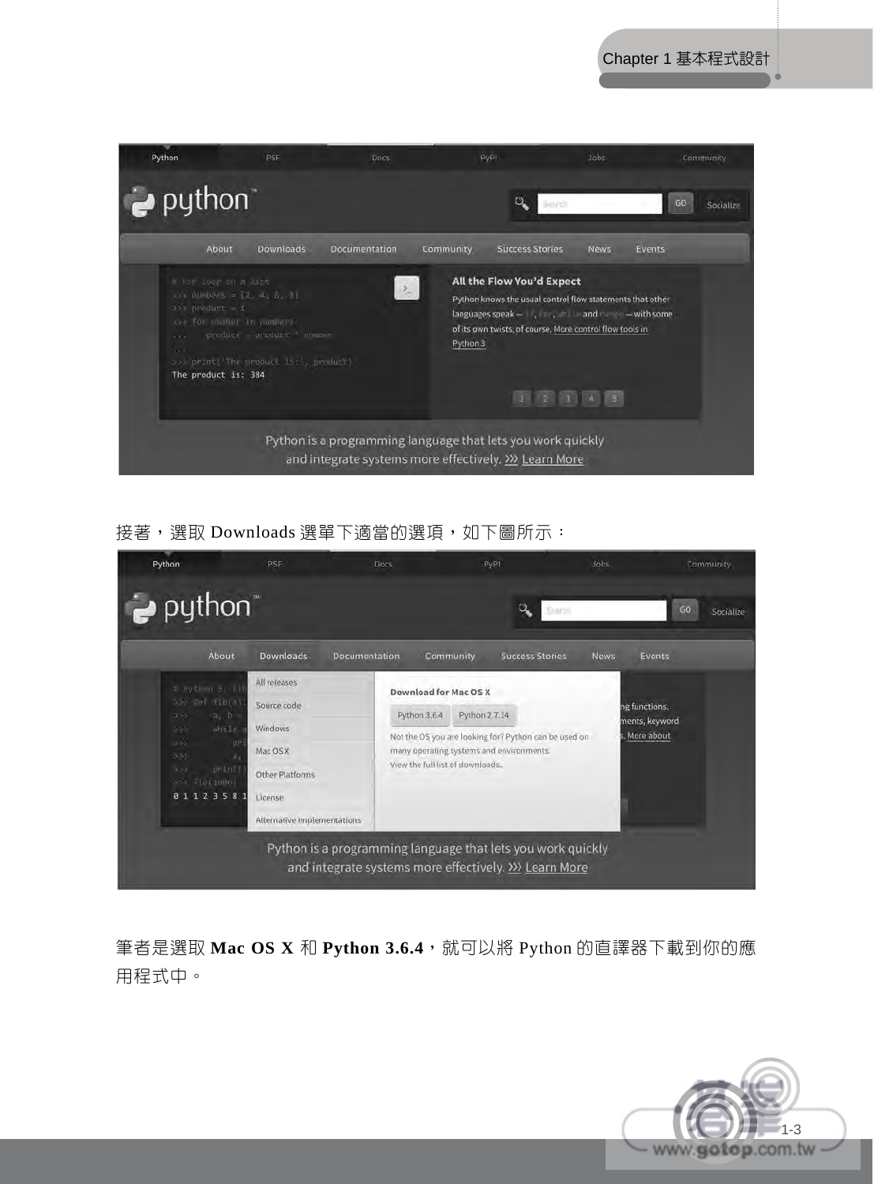接著，選取 Downloads 選單下適當的選項，如下圖所示：

筆者是選取 **Mac OS X** 和 **Python 3.6.4**，就可以將 Python 的直譯器下載到你的應用程式中。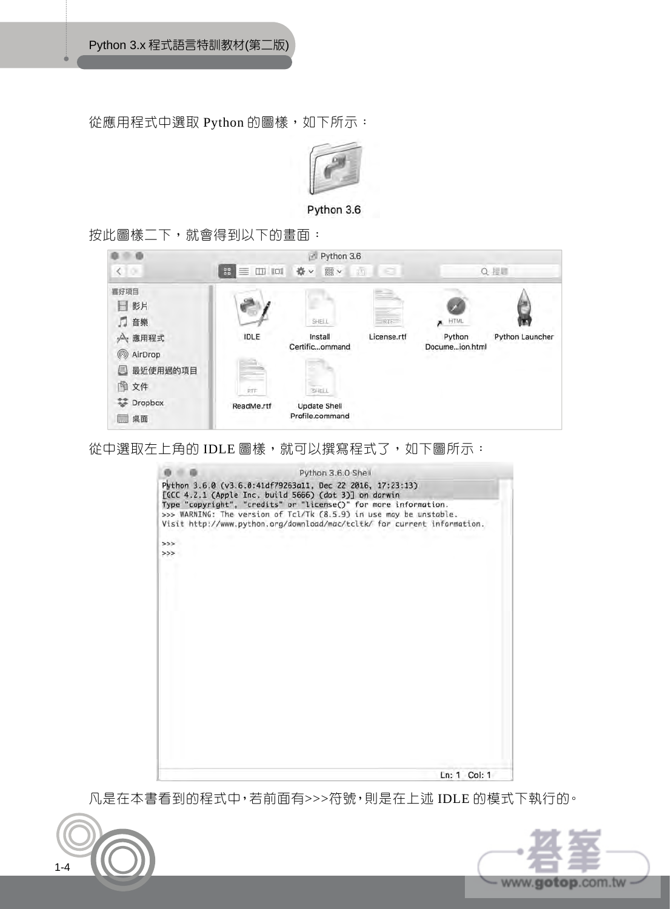從應用程式中選取 Python 的圖樣，如下所示：

按此圖樣二下，就會得到以下的畫面：

從中選取左上角的 IDLE 圖樣，就可以撰寫程式了，如下圖所示：

```
Python 3.6.0 (v3.6.0:41df79263a11, Dec 22 2016, 17:23:13)
[GCC 4.2.1 (Apple Inc. build 5666) (dot 3)] on darwin
Type "copyright", "credits" or "license()" for more information.
>>> WARNING: The version of Tcl/Tk (8.5.9) in use may be unstable.
Visit http://www.python.org/download/mac/tcltk/ for current information.

>>>
>>>
```

凡是在本書看到的程式中，若前面有>>>符號，則是在上述 IDLE 的模式下執行的。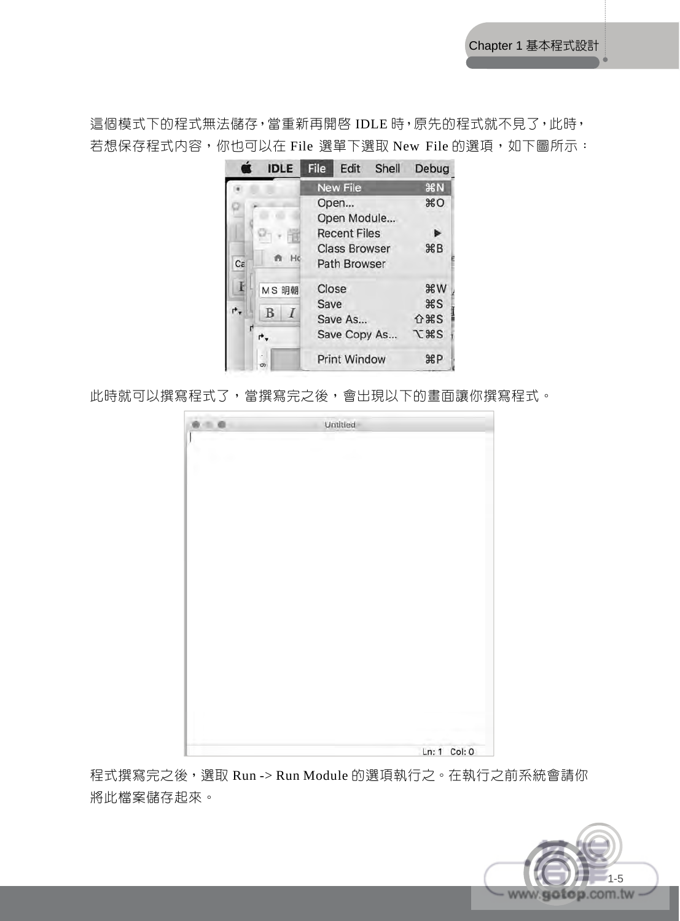這個模式下的程式無法儲存，當重新再開啟 IDLE 時，原先的程式就不見了，此時，若想保存程式內容，你也可以在 File 選單下選取 New File 的選項，如下圖所示：

此時就可以撰寫程式了，當撰寫完之後，會出現以下的畫面讓你撰寫程式。

程式撰寫完之後，選取 Run -> Run Module 的選項執行之。在執行之前系統會請你將此檔案儲存起來。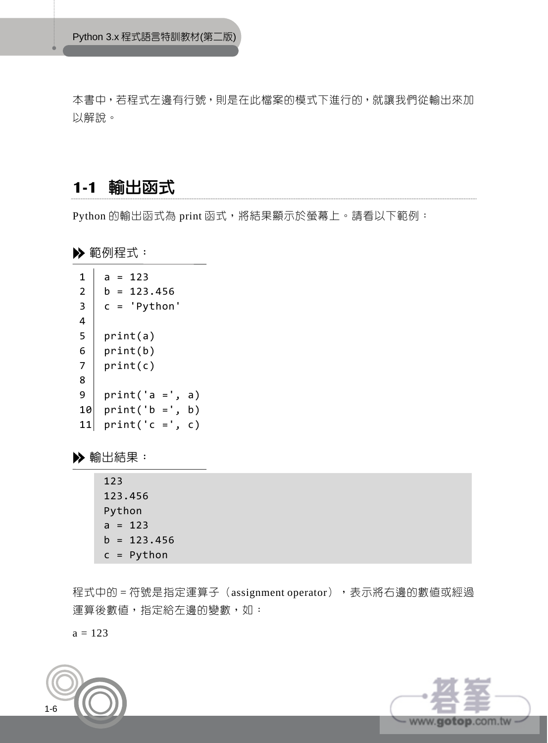本書中，若程式左邊有行號，則是在此檔案的模式下進行的，就讓我們從輸出來加以解說。

## 1-1 輸出函式

Python 的輸出函式為 print 函式，將結果顯示於螢幕上。請看以下範例：

**範例程式：**

```
 1  a = 123
 2  b = 123.456
 3  c = 'Python'
 4
 5  print(a)
 6  print(b)
 7  print(c)
 8
 9  print('a =', a)
10  print('b =', b)
11  print('c =', c)
```

**輸出結果：**

```
123
123.456
Python
a = 123
b = 123.456
c = Python
```

程式中的 = 符號是指定運算子（assignment operator），表示將右邊的數值或經過運算後數值，指定給左邊的變數，如：

a = 123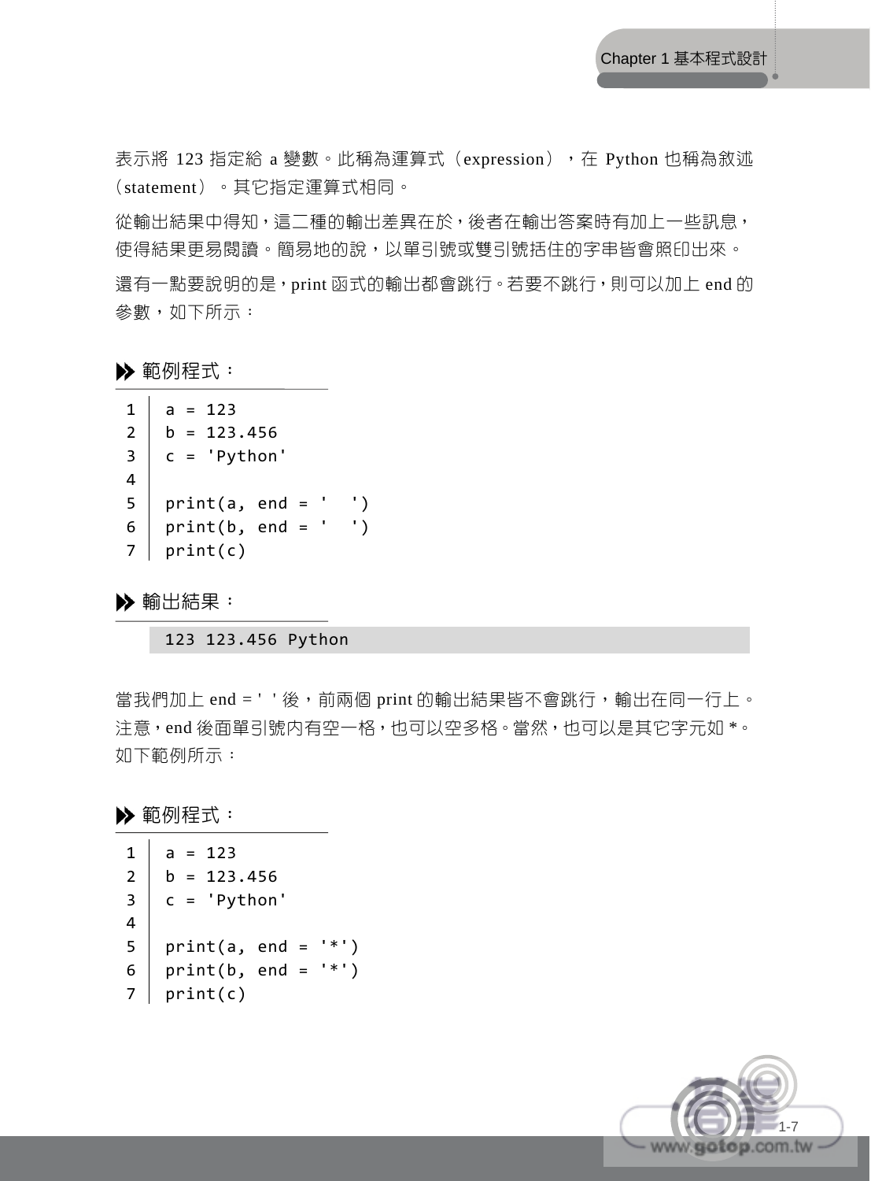表示將 123 指定給 a 變數。此稱為運算式（expression），在 Python 也稱為敘述（statement）。其它指定運算式相同。

從輸出結果中得知，這二種的輸出差異在於，後者在輸出答案時有加上一些訊息，使得結果更易閱讀。簡易地的說，以單引號或雙引號括住的字串皆會照印出來。

還有一點要說明的是，print 函式的輸出都會跳行。若要不跳行，則可以加上 end 的參數，如下所示：

**範例程式：**

```
1  a = 123
2  b = 123.456
3  c = 'Python'
4
5  print(a, end = '  ')
6  print(b, end = '  ')
7  print(c)
```

**輸出結果：**

```
123 123.456 Python
```

當我們加上 end = ' ' 後，前兩個 print 的輸出結果皆不會跳行，輸出在同一行上。注意，end 後面單引號內有空一格，也可以空多格。當然，也可以是其它字元如 *。如下範例所示：

**範例程式：**

```
1  a = 123
2  b = 123.456
3  c = 'Python'
4
5  print(a, end = '*')
6  print(b, end = '*')
7  print(c)
```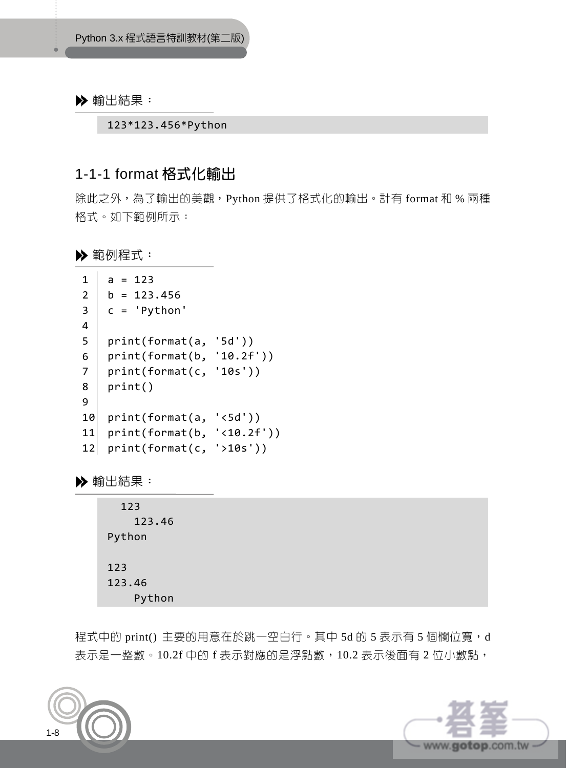▶▶ 輸出結果：

```
123*123.456*Python
```

## 1-1-1 format 格式化輸出

除此之外，為了輸出的美觀，Python 提供了格式化的輸出。計有 format 和 % 兩種格式。如下範例所示：

▶▶ 範例程式：

```
1   a = 123
2   b = 123.456
3   c = 'Python'
4   
5   print(format(a, '5d'))
6   print(format(b, '10.2f'))
7   print(format(c, '10s'))
8   print()
9   
10  print(format(a, '<5d'))
11  print(format(b, '<10.2f'))
12  print(format(c, '>10s'))
```

▶▶ 輸出結果：

```
  123
    123.46
Python

123
123.46
    Python
```

程式中的 print() 主要的用意在於跳一空白行。其中 5d 的 5 表示有 5 個欄位寬，d 表示是一整數。10.2f 中的 f 表示對應的是浮點數，10.2 表示後面有 2 位小數點，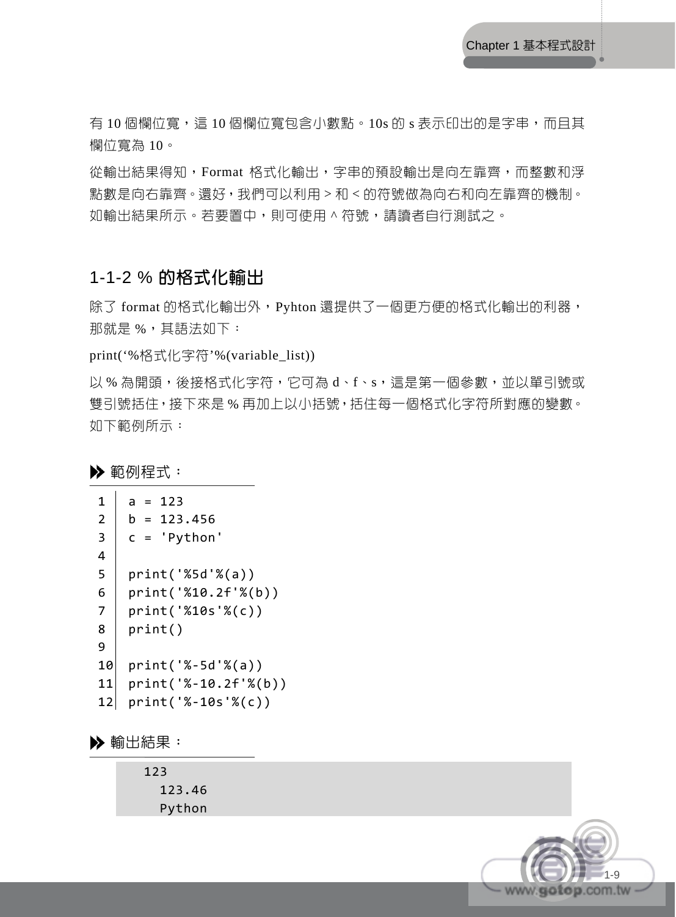有 10 個欄位寬，這 10 個欄位寬包含小數點。10s 的 s 表示印出的是字串，而且其欄位寬為 10。

從輸出結果得知，Format 格式化輸出，字串的預設輸出是向左靠齊，而整數和浮點數是向右靠齊。還好，我們可以利用 > 和 < 的符號做為向右和向左靠齊的機制。如輸出結果所示。若要置中，則可使用 ^ 符號，請讀者自行測試之。

## 1-1-2 % 的格式化輸出

除了 format 的格式化輸出外，Pyhton 還提供了一個更方便的格式化輸出的利器，那就是 %，其語法如下：

print(‘%格式化字符’%(variable_list))

以 % 為開頭，後接格式化字符，它可為 d、f、s，這是第一個參數，並以單引號或雙引號括住，接下來是 % 再加上以小括號，括住每一個格式化字符所對應的變數。如下範例所示：

**範例程式：**

```
1   a = 123
2   b = 123.456
3   c = 'Python'
4
5   print('%5d'%(a))
6   print('%10.2f'%(b))
7   print('%10s'%(c))
8   print()
9
10  print('%-5d'%(a))
11  print('%-10.2f'%(b))
12  print('%-10s'%(c))
```

**輸出結果：**

```
  123
    123.46
    Python
```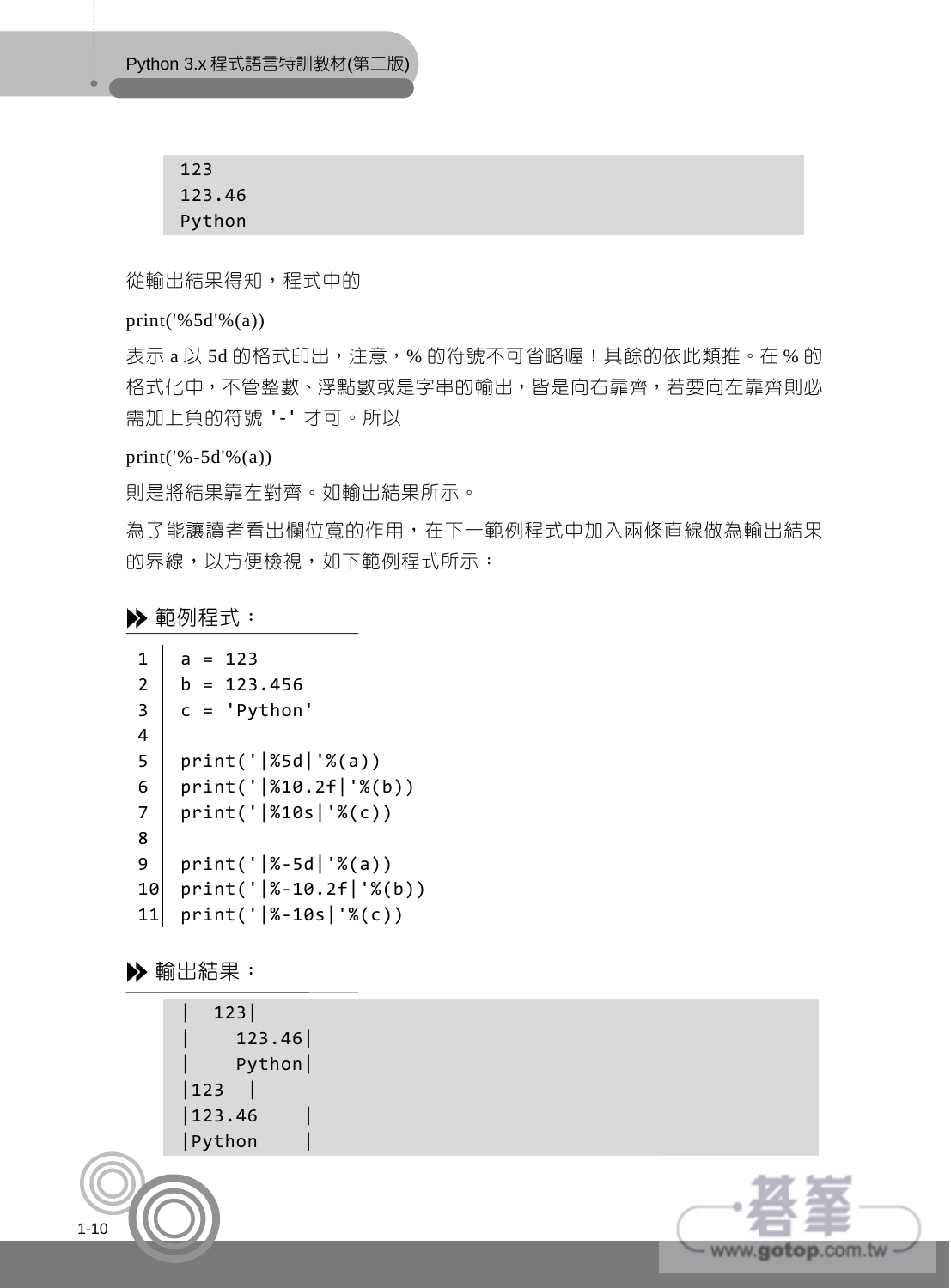```
123
123.46
Python
```

從輸出結果得知，程式中的

print('%5d'%(a))

表示 a 以 5d 的格式印出，注意，% 的符號不可省略喔！其餘的依此類推。在 % 的格式化中，不管整數、浮點數或是字串的輸出，皆是向右靠齊，若要向左靠齊則必需加上負的符號 '-' 才可。所以

print('%-5d'%(a))

則是將結果靠左對齊。如輸出結果所示。

為了能讓讀者看出欄位寬的作用，在下一範例程式中加入兩條直線做為輸出結果的界線，以方便檢視，如下範例程式所示：

**範例程式：**

```
1   a = 123
2   b = 123.456
3   c = 'Python'
4
5   print('|%5d|'%(a))
6   print('|%10.2f|'%(b))
7   print('|%10s|'%(c))
8
9   print('|%-5d|'%(a))
10  print('|%-10.2f|'%(b))
11  print('|%-10s|'%(c))
```

**輸出結果：**

```
|  123|
|    123.46|
|    Python|
|123  |
|123.46    |
|Python    |
```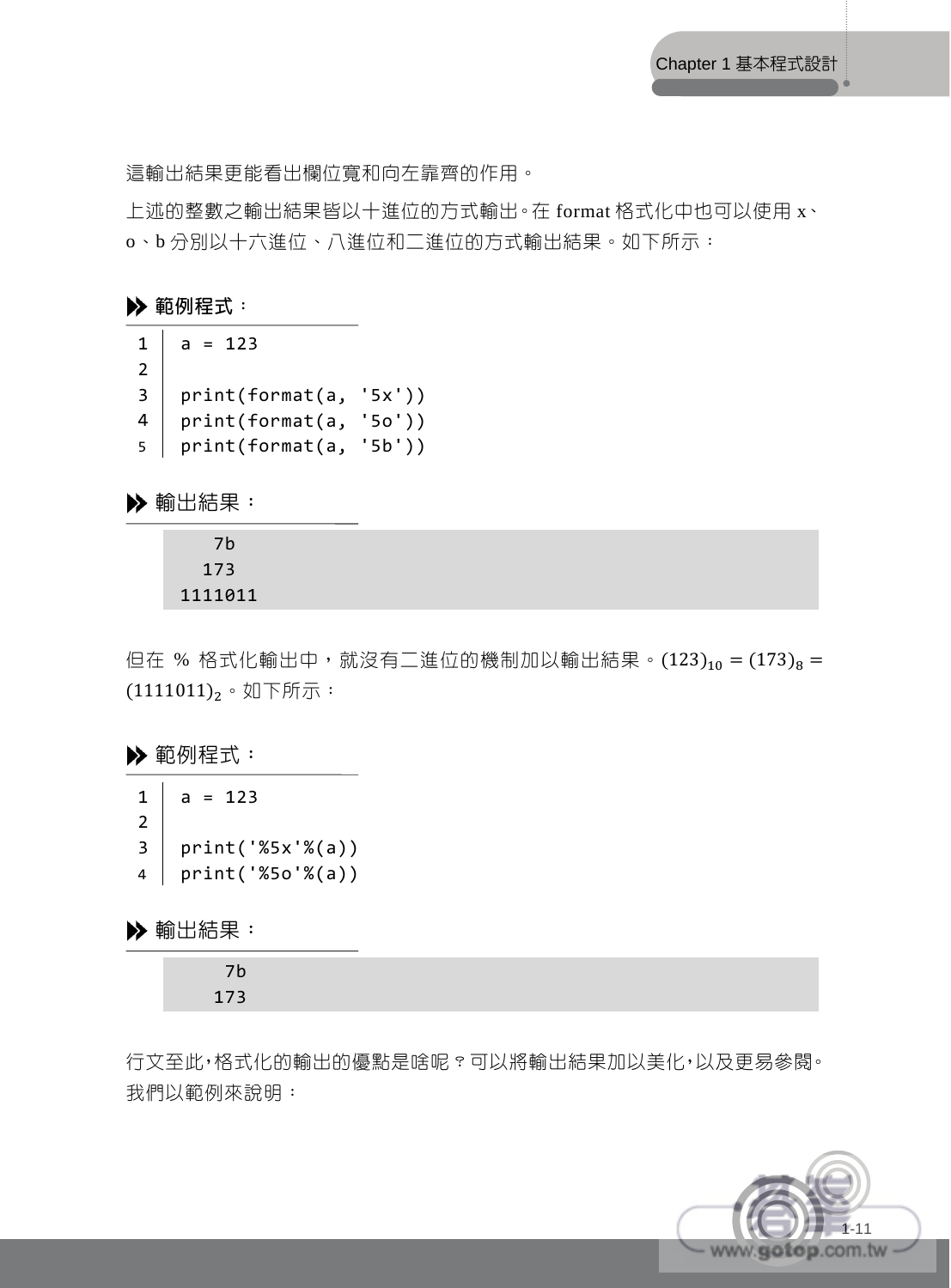這輸出結果更能看出欄位寬和向左靠齊的作用。

上述的整數之輸出結果皆以十進位的方式輸出。在 format 格式化中也可以使用 x、o、b 分別以十六進位、八進位和二進位的方式輸出結果。如下所示：

**範例程式：**

```
1  a = 123
2  
3  print(format(a, '5x'))
4  print(format(a, '5o'))
5  print(format(a, '5b'))
```

**輸出結果：**

```
   7b
  173
1111011
```

但在 % 格式化輸出中，就沒有二進位的機制加以輸出結果。$(123)_{10} = (173)_8 = (1111011)_2$。如下所示：

**範例程式：**

```
1  a = 123
2  
3  print('%5x'%(a))
4  print('%5o'%(a))
```

**輸出結果：**

```
   7b
  173
```

行文至此，格式化的輸出的優點是啥呢？可以將輸出結果加以美化，以及更易參閱。我們以範例來說明：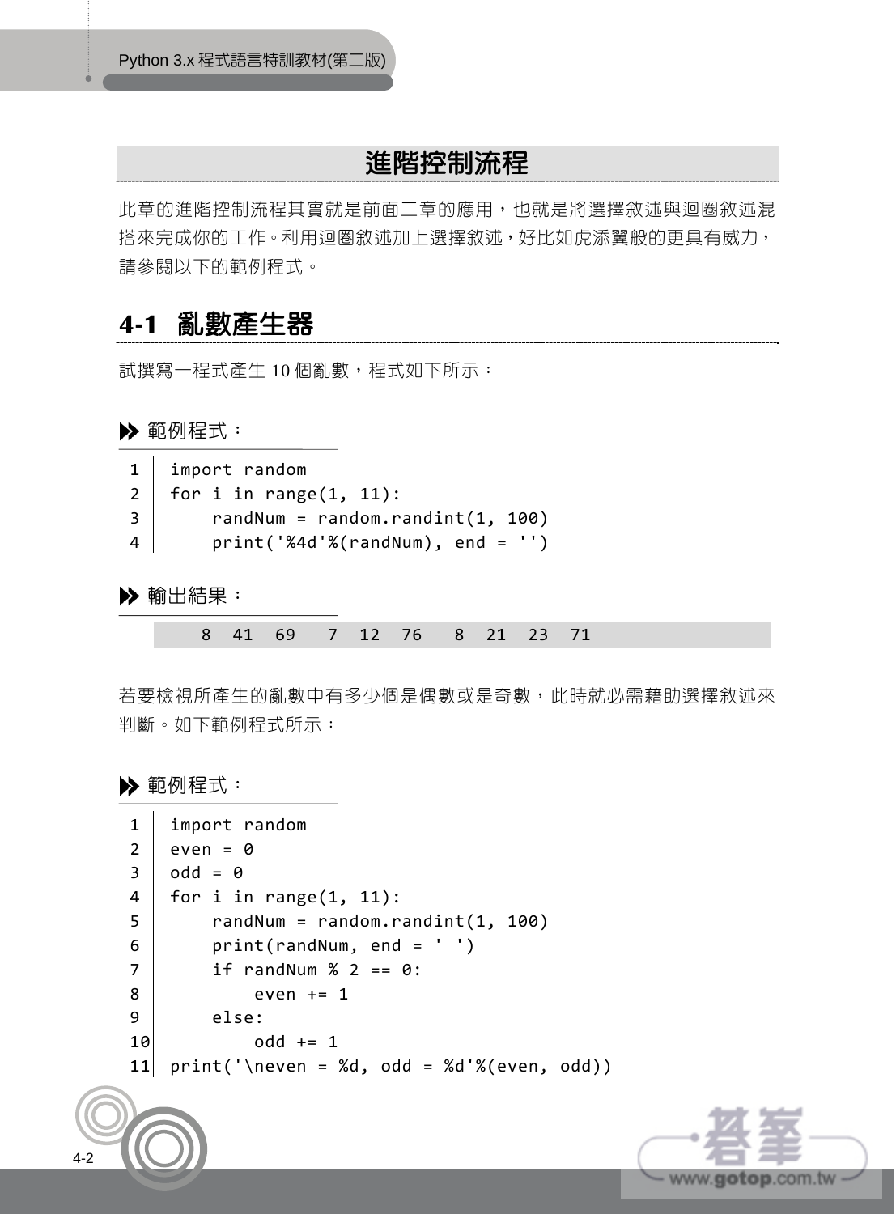# 進階控制流程

此章的進階控制流程其實就是前面二章的應用，也就是將選擇敘述與迴圈敘述混搭來完成你的工作。利用迴圈敘述加上選擇敘述，好比如虎添翼般的更具有威力，請參閱以下的範例程式。

## 4-1 亂數產生器

試撰寫一程式產生 10 個亂數，程式如下所示：

**範例程式：**

```
1  import random
2  for i in range(1, 11):
3      randNum = random.randint(1, 100)
4      print('%4d'%(randNum), end = '')
```

**輸出結果：**

```
   8  41  69   7  12  76   8  21  23  71
```

若要檢視所產生的亂數中有多少個是偶數或是奇數，此時就必需藉助選擇敘述來判斷。如下範例程式所示：

**範例程式：**

```
1  import random
2  even = 0
3  odd = 0
4  for i in range(1, 11):
5      randNum = random.randint(1, 100)
6      print(randNum, end = ' ')
7      if randNum % 2 == 0:
8          even += 1
9      else:
10         odd += 1
11 print('\neven = %d, odd = %d'%(even, odd))
```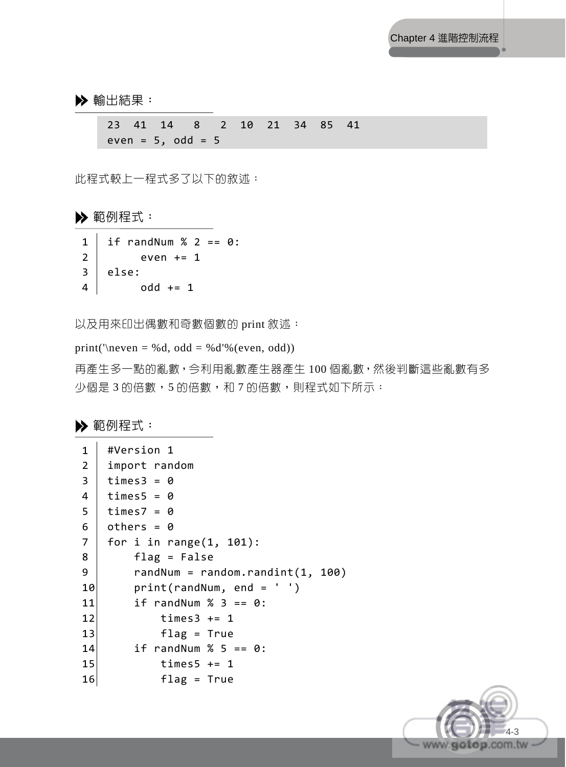▶ 輸出結果：

```
23  41  14   8   2  10  21  34  85  41
even = 5, odd = 5
```

此程式較上一程式多了以下的敘述：

▶ 範例程式：

```
1  if randNum % 2 == 0:
2       even += 1
3  else:
4       odd += 1
```

以及用來印出偶數和奇數個數的 print 敘述：

print('\neven = %d, odd = %d'%(even, odd))

再產生多一點的亂數，今利用亂數產生器產生 100 個亂數，然後判斷這些亂數有多少個是 3 的倍數，5 的倍數，和 7 的倍數，則程式如下所示：

▶ 範例程式：

```
1   #Version 1
2   import random
3   times3 = 0
4   times5 = 0
5   times7 = 0
6   others = 0
7   for i in range(1, 101):
8       flag = False
9       randNum = random.randint(1, 100)
10      print(randNum, end = ' ')
11      if randNum % 3 == 0:
12          times3 += 1
13          flag = True
14      if randNum % 5 == 0:
15          times5 += 1
16          flag = True
```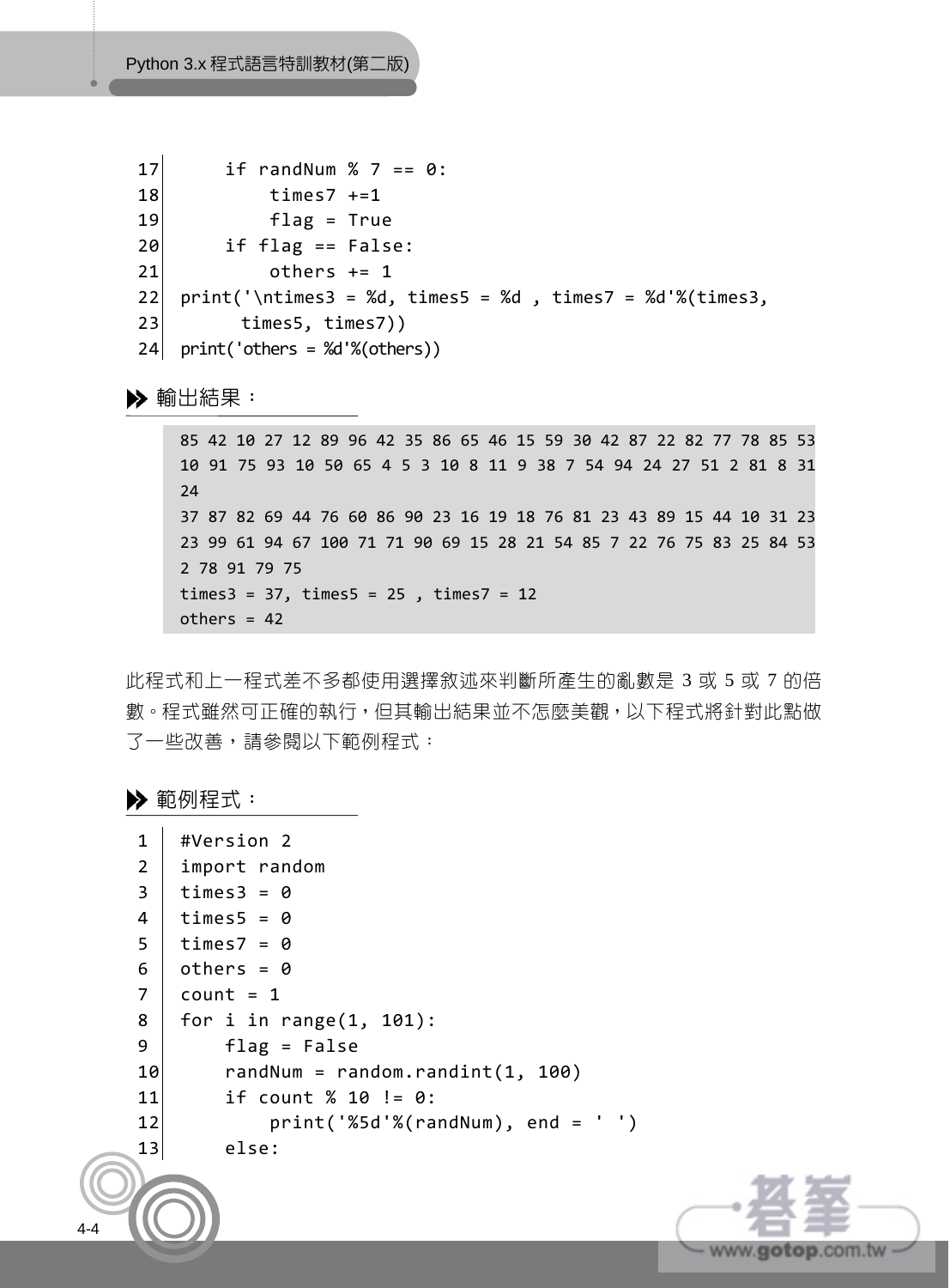```
17      if randNum % 7 == 0:
18          times7 +=1
19          flag = True
20      if flag == False:
21          others += 1
22  print('\ntimes3 = %d, times5 = %d , times7 = %d'%(times3,
23        times5, times7))
24  print('others = %d'%(others))
```

**▶▶ 輸出結果：**

```
85 42 10 27 12 89 96 42 35 86 65 46 15 59 30 42 87 22 82 77 78 85 53
10 91 75 93 10 50 65 4 5 3 10 8 11 9 38 7 54 94 24 27 51 2 81 8 31
24
37 87 82 69 44 76 60 86 90 23 16 19 18 76 81 23 43 89 15 44 10 31 23
23 99 61 94 67 100 71 71 90 69 15 28 21 54 85 7 22 76 75 83 25 84 53
2 78 91 79 75
times3 = 37, times5 = 25 , times7 = 12
others = 42
```

此程式和上一程式差不多都使用選擇敘述來判斷所產生的亂數是 3 或 5 或 7 的倍數。程式雖然可正確的執行，但其輸出結果並不怎麼美觀，以下程式將針對此點做了一些改善，請參閱以下範例程式：

**▶▶ 範例程式：**

```
1   #Version 2
2   import random
3   times3 = 0
4   times5 = 0
5   times7 = 0
6   others = 0
7   count = 1
8   for i in range(1, 101):
9       flag = False
10      randNum = random.randint(1, 100)
11      if count % 10 != 0:
12          print('%5d'%(randNum), end = ' ')
13      else:
```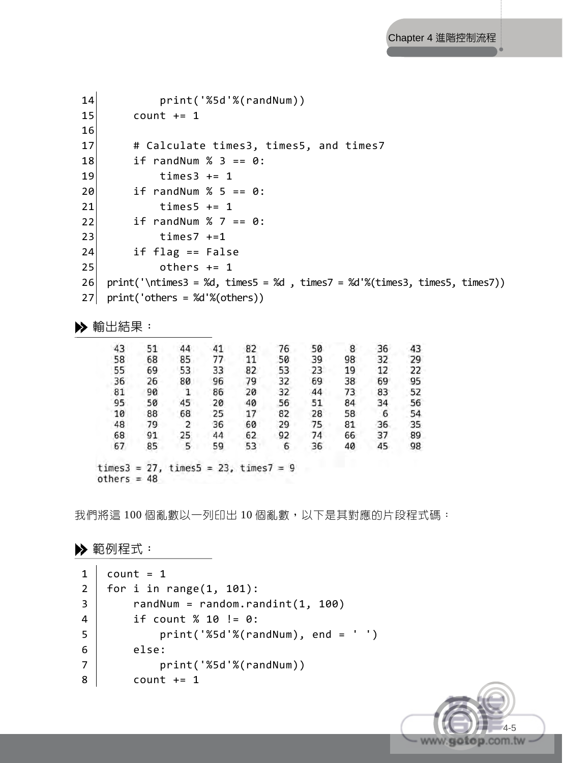```
14            print('%5d'%(randNum))
15        count += 1
16
17        # Calculate times3, times5, and times7
18        if randNum % 3 == 0:
19            times3 += 1
20        if randNum % 5 == 0:
21            times5 += 1
22        if randNum % 7 == 0:
23            times7 +=1
24        if flag == False
25            others += 1
26    print('\ntimes3 = %d, times5 = %d , times7 = %d'%(times3, times5, times7))
27    print('others = %d'%(others))
```

**輸出結果：**

```
   43    51    44    41    82    76    50     8    36    43
   58    68    85    77    11    50    39    98    32    29
   55    69    53    33    82    53    23    19    12    22
   36    26    80    96    79    32    69    38    69    95
   81    90     1    86    20    32    44    73    83    52
   95    50    45    20    40    56    51    84    34    56
   10    88    68    25    17    82    28    58     6    54
   48    79     2    36    60    29    75    81    36    35
   68    91    25    44    62    92    74    66    37    89
   67    85     5    59    53     6    36    40    45    98

times3 = 27, times5 = 23, times7 = 9
others = 48
```

我們將這 100 個亂數以一列印出 10 個亂數，以下是其對應的片段程式碼：

**範例程式：**

```
1    count = 1
2    for i in range(1, 101):
3        randNum = random.randint(1, 100)
4        if count % 10 != 0:
5            print('%5d'%(randNum), end = ' ')
6        else:
7            print('%5d'%(randNum))
8        count += 1
```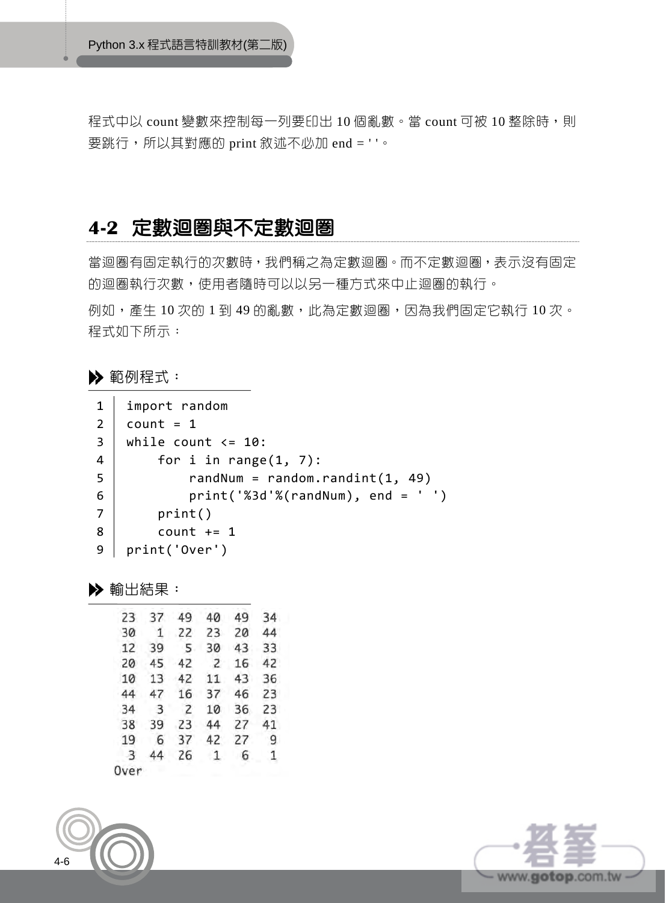程式中以 count 變數來控制每一列要印出 10 個亂數。當 count 可被 10 整除時，則要跳行，所以其對應的 print 敘述不必加 end = ' '。

## 4-2 定數迴圈與不定數迴圈

當迴圈有固定執行的次數時，我們稱之為定數迴圈。而不定數迴圈，表示沒有固定的迴圈執行次數，使用者隨時可以以另一種方式來中止迴圈的執行。

例如，產生 10 次的 1 到 49 的亂數，此為定數迴圈，因為我們固定它執行 10 次。程式如下所示：

**範例程式：**

```
1  import random
2  count = 1
3  while count <= 10:
4      for i in range(1, 7):
5          randNum = random.randint(1, 49)
6          print('%3d'%(randNum), end = ' ')
7      print()
8      count += 1
9  print('Over')
```

**輸出結果：**

```
 23  37  49  40  49  34
 30   1  22  23  20  44
 12  39   5  30  43  33
 20  45  42   2  16  42
 10  13  42  11  43  36
 44  47  16  37  46  23
 34   3   2  10  36  23
 38  39  23  44  27  41
 19   6  37  42  27   9
  3  44  26   1   6   1
Over
```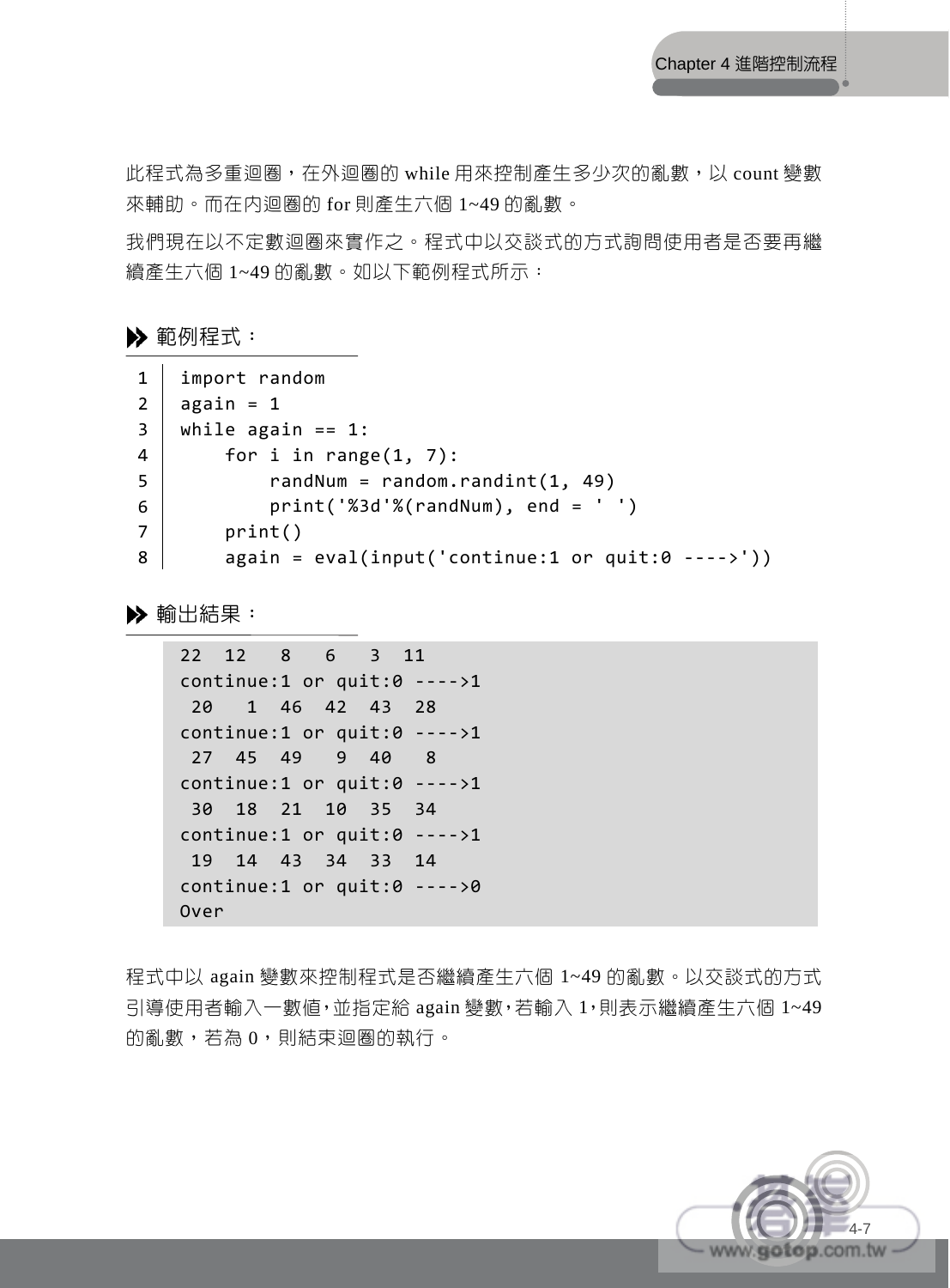此程式為多重迴圈，在外迴圈的 while 用來控制產生多少次的亂數，以 count 變數來輔助。而在內迴圈的 for 則產生六個 1~49 的亂數。

我們現在以不定數迴圈來實作之。程式中以交談式的方式詢問使用者是否要再繼續產生六個 1~49 的亂數。如以下範例程式所示：

**範例程式：**

```
1  import random
2  again = 1
3  while again == 1:
4      for i in range(1, 7):
5          randNum = random.randint(1, 49)
6          print('%3d'%(randNum), end = ' ')
7      print()
8      again = eval(input('continue:1 or quit:0 ---->'))
```

**輸出結果：**

```
22  12   8   6   3  11
continue:1 or quit:0 ---->1
 20   1  46  42  43  28
continue:1 or quit:0 ---->1
 27  45  49   9  40   8
continue:1 or quit:0 ---->1
 30  18  21  10  35  34
continue:1 or quit:0 ---->1
 19  14  43  34  33  14
continue:1 or quit:0 ---->0
Over
```

程式中以 again 變數來控制程式是否繼續產生六個 1~49 的亂數。以交談式的方式引導使用者輸入一數值，並指定給 again 變數，若輸入 1，則表示繼續產生六個 1~49 的亂數，若為 0，則結束迴圈的執行。